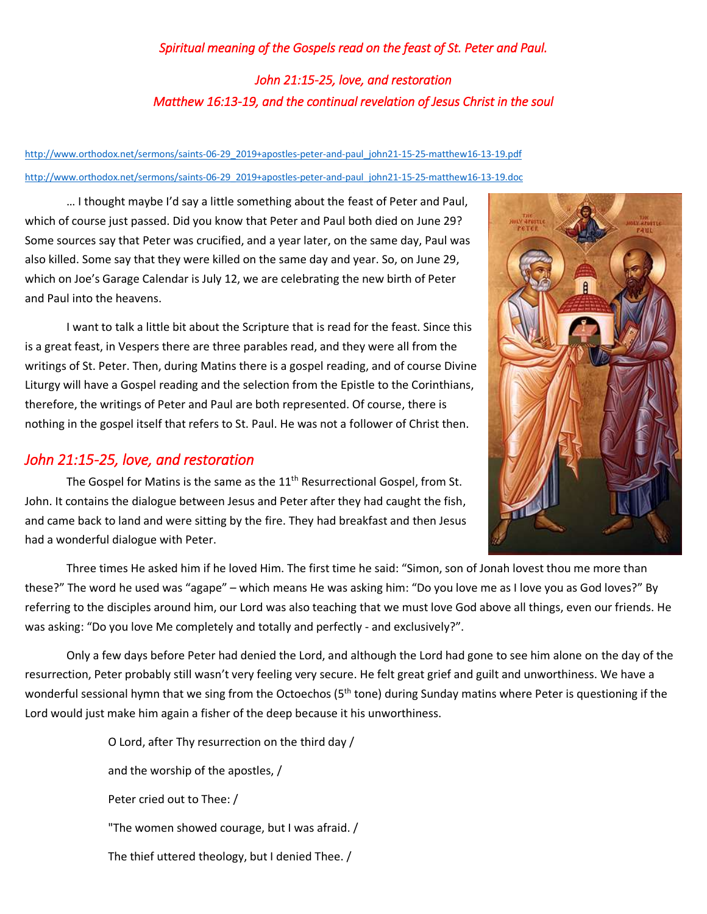*Spiritual meaning of the Gospels read on the feast of St. Peter and Paul.*

*John 21:15-25, love, and restoration*

*Matthew 16:13-19, and the continual revelation of Jesus Christ in the soul*

http://www.orthodox.net/sermons/saints-06-29_2019+apostles-peter-and-paul_john21-15-25-matthew16-13-19.pdf

http://www.orthodox.net/sermons/saints-06-29_2019+apostles-peter-and-paul_john21-15-25-matthew16-13-19.doc

… I thought maybe I'd say a little something about the feast of Peter and Paul, which of course just passed. Did you know that Peter and Paul both died on June 29? Some sources say that Peter was crucified, and a year later, on the same day, Paul was also killed. Some say that they were killed on the same day and year. So, on June 29, which on Joe's Garage Calendar is July 12, we are celebrating the new birth of Peter and Paul into the heavens.

I want to talk a little bit about the Scripture that is read for the feast. Since this is a great feast, in Vespers there are three parables read, and they were all from the writings of St. Peter. Then, during Matins there is a gospel reading, and of course Divine Liturgy will have a Gospel reading and the selection from the Epistle to the Corinthians, therefore, the writings of Peter and Paul are both represented. Of course, there is nothing in the gospel itself that refers to St. Paul. He was not a follower of Christ then.

## *John 21:15-25, love, and restoration*

The Gospel for Matins is the same as the 11th Resurrectional Gospel, from St. John. It contains the dialogue between Jesus and Peter after they had caught the fish, and came back to land and were sitting by the fire. They had breakfast and then Jesus had a wonderful dialogue with Peter.

Three times He asked him if he loved Him. The first time he said: "Simon, son of Jonah lovest thou me more than these?" The word he used was "agape" – which means He was asking him: "Do you love me as I love you as God loves?" By referring to the disciples around him, our Lord was also teaching that we must love God above all things, even our friends. He was asking: "Do you love Me completely and totally and perfectly - and exclusively?".

Only a few days before Peter had denied the Lord, and although the Lord had gone to see him alone on the day of the resurrection, Peter probably still wasn't very feeling very secure. He felt great grief and guilt and unworthiness. We have a wonderful sessional hymn that we sing from the Octoechos (5th tone) during Sunday matins where Peter is questioning if the Lord would just make him again a fisher of the deep because it his unworthiness.

> O Lord, after Thy resurrection on the third day /
>
> and the worship of the apostles, /
>
> Peter cried out to Thee: /
>
> "The women showed courage, but I was afraid. /
>
> The thief uttered theology, but I denied Thee. /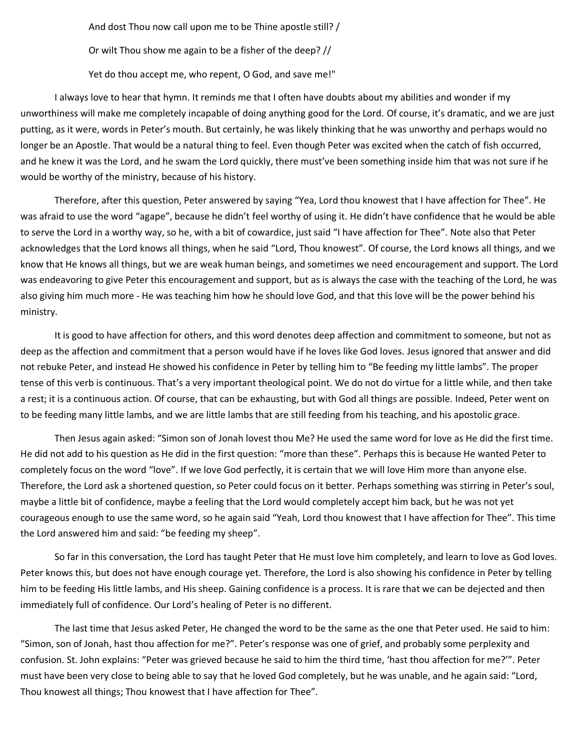And dost Thou now call upon me to be Thine apostle still? /

Or wilt Thou show me again to be a fisher of the deep? //

Yet do thou accept me, who repent, O God, and save me!"

I always love to hear that hymn. It reminds me that I often have doubts about my abilities and wonder if my unworthiness will make me completely incapable of doing anything good for the Lord. Of course, it's dramatic, and we are just putting, as it were, words in Peter's mouth. But certainly, he was likely thinking that he was unworthy and perhaps would no longer be an Apostle. That would be a natural thing to feel. Even though Peter was excited when the catch of fish occurred, and he knew it was the Lord, and he swam the Lord quickly, there must've been something inside him that was not sure if he would be worthy of the ministry, because of his history.

Therefore, after this question, Peter answered by saying "Yea, Lord thou knowest that I have affection for Thee". He was afraid to use the word "agape", because he didn't feel worthy of using it. He didn't have confidence that he would be able to serve the Lord in a worthy way, so he, with a bit of cowardice, just said "I have affection for Thee". Note also that Peter acknowledges that the Lord knows all things, when he said "Lord, Thou knowest". Of course, the Lord knows all things, and we know that He knows all things, but we are weak human beings, and sometimes we need encouragement and support. The Lord was endeavoring to give Peter this encouragement and support, but as is always the case with the teaching of the Lord, he was also giving him much more - He was teaching him how he should love God, and that this love will be the power behind his ministry.

It is good to have affection for others, and this word denotes deep affection and commitment to someone, but not as deep as the affection and commitment that a person would have if he loves like God loves. Jesus ignored that answer and did not rebuke Peter, and instead He showed his confidence in Peter by telling him to "Be feeding my little lambs". The proper tense of this verb is continuous. That's a very important theological point. We do not do virtue for a little while, and then take a rest; it is a continuous action. Of course, that can be exhausting, but with God all things are possible. Indeed, Peter went on to be feeding many little lambs, and we are little lambs that are still feeding from his teaching, and his apostolic grace.

Then Jesus again asked: "Simon son of Jonah lovest thou Me? He used the same word for love as He did the first time. He did not add to his question as He did in the first question: "more than these". Perhaps this is because He wanted Peter to completely focus on the word "love". If we love God perfectly, it is certain that we will love Him more than anyone else. Therefore, the Lord ask a shortened question, so Peter could focus on it better. Perhaps something was stirring in Peter's soul, maybe a little bit of confidence, maybe a feeling that the Lord would completely accept him back, but he was not yet courageous enough to use the same word, so he again said "Yeah, Lord thou knowest that I have affection for Thee". This time the Lord answered him and said: "be feeding my sheep".

So far in this conversation, the Lord has taught Peter that He must love him completely, and learn to love as God loves. Peter knows this, but does not have enough courage yet. Therefore, the Lord is also showing his confidence in Peter by telling him to be feeding His little lambs, and His sheep. Gaining confidence is a process. It is rare that we can be dejected and then immediately full of confidence. Our Lord's healing of Peter is no different.

The last time that Jesus asked Peter, He changed the word to be the same as the one that Peter used. He said to him: "Simon, son of Jonah, hast thou affection for me?". Peter's response was one of grief, and probably some perplexity and confusion. St. John explains: "Peter was grieved because he said to him the third time, 'hast thou affection for me?'". Peter must have been very close to being able to say that he loved God completely, but he was unable, and he again said: "Lord, Thou knowest all things; Thou knowest that I have affection for Thee".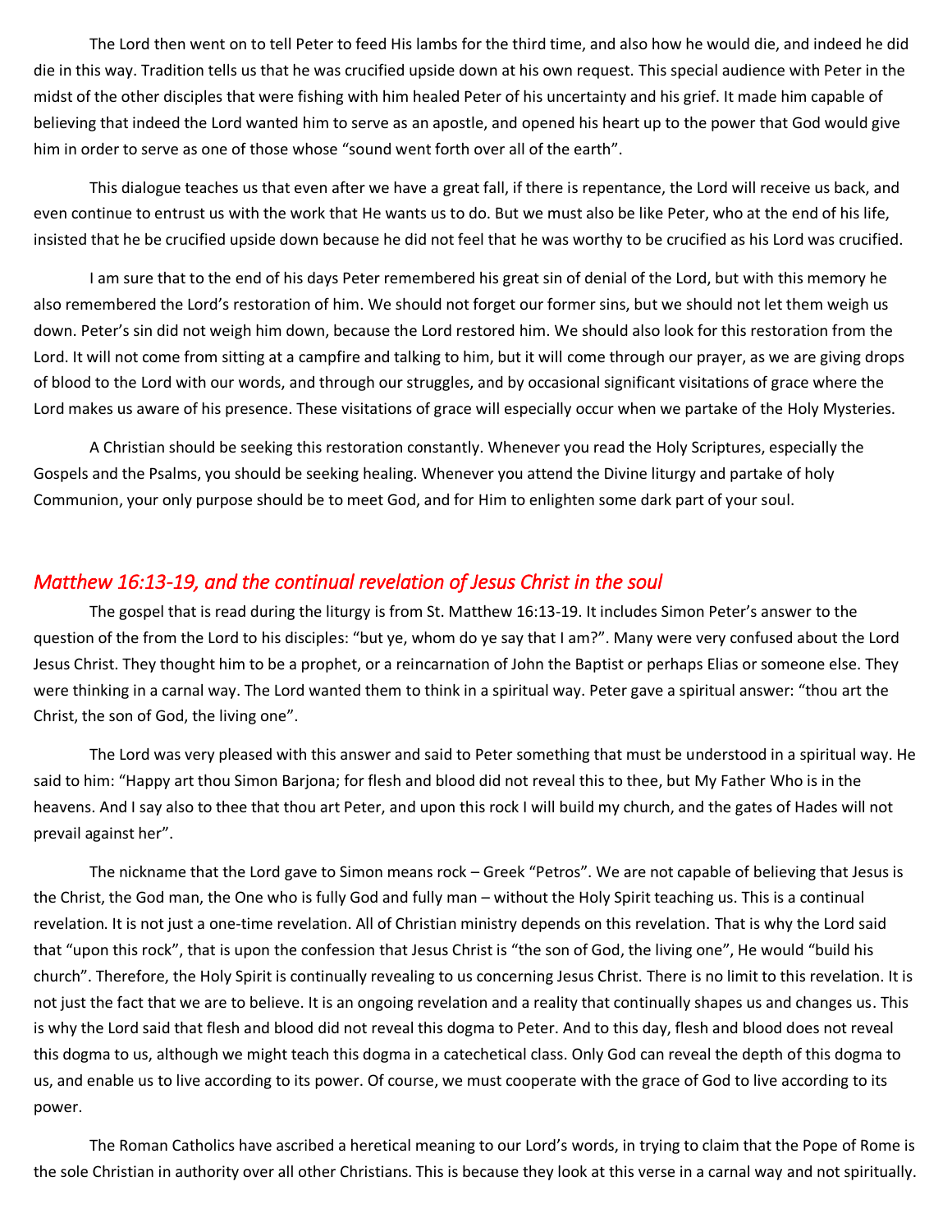The Lord then went on to tell Peter to feed His lambs for the third time, and also how he would die, and indeed he did die in this way. Tradition tells us that he was crucified upside down at his own request. This special audience with Peter in the midst of the other disciples that were fishing with him healed Peter of his uncertainty and his grief. It made him capable of believing that indeed the Lord wanted him to serve as an apostle, and opened his heart up to the power that God would give him in order to serve as one of those whose "sound went forth over all of the earth".

This dialogue teaches us that even after we have a great fall, if there is repentance, the Lord will receive us back, and even continue to entrust us with the work that He wants us to do. But we must also be like Peter, who at the end of his life, insisted that he be crucified upside down because he did not feel that he was worthy to be crucified as his Lord was crucified.

I am sure that to the end of his days Peter remembered his great sin of denial of the Lord, but with this memory he also remembered the Lord's restoration of him. We should not forget our former sins, but we should not let them weigh us down. Peter's sin did not weigh him down, because the Lord restored him. We should also look for this restoration from the Lord. It will not come from sitting at a campfire and talking to him, but it will come through our prayer, as we are giving drops of blood to the Lord with our words, and through our struggles, and by occasional significant visitations of grace where the Lord makes us aware of his presence. These visitations of grace will especially occur when we partake of the Holy Mysteries.

A Christian should be seeking this restoration constantly. Whenever you read the Holy Scriptures, especially the Gospels and the Psalms, you should be seeking healing. Whenever you attend the Divine liturgy and partake of holy Communion, your only purpose should be to meet God, and for Him to enlighten some dark part of your soul.

## *Matthew 16:13-19, and the continual revelation of Jesus Christ in the soul*

The gospel that is read during the liturgy is from St. Matthew 16:13-19. It includes Simon Peter's answer to the question of the from the Lord to his disciples: "but ye, whom do ye say that I am?". Many were very confused about the Lord Jesus Christ. They thought him to be a prophet, or a reincarnation of John the Baptist or perhaps Elias or someone else. They were thinking in a carnal way. The Lord wanted them to think in a spiritual way. Peter gave a spiritual answer: "thou art the Christ, the son of God, the living one".

The Lord was very pleased with this answer and said to Peter something that must be understood in a spiritual way. He said to him: "Happy art thou Simon Barjona; for flesh and blood did not reveal this to thee, but My Father Who is in the heavens. And I say also to thee that thou art Peter, and upon this rock I will build my church, and the gates of Hades will not prevail against her".

The nickname that the Lord gave to Simon means rock – Greek "Petros". We are not capable of believing that Jesus is the Christ, the God man, the One who is fully God and fully man – without the Holy Spirit teaching us. This is a continual revelation. It is not just a one-time revelation. All of Christian ministry depends on this revelation. That is why the Lord said that "upon this rock", that is upon the confession that Jesus Christ is "the son of God, the living one", He would "build his church". Therefore, the Holy Spirit is continually revealing to us concerning Jesus Christ. There is no limit to this revelation. It is not just the fact that we are to believe. It is an ongoing revelation and a reality that continually shapes us and changes us. This is why the Lord said that flesh and blood did not reveal this dogma to Peter. And to this day, flesh and blood does not reveal this dogma to us, although we might teach this dogma in a catechetical class. Only God can reveal the depth of this dogma to us, and enable us to live according to its power. Of course, we must cooperate with the grace of God to live according to its power.

The Roman Catholics have ascribed a heretical meaning to our Lord's words, in trying to claim that the Pope of Rome is the sole Christian in authority over all other Christians. This is because they look at this verse in a carnal way and not spiritually.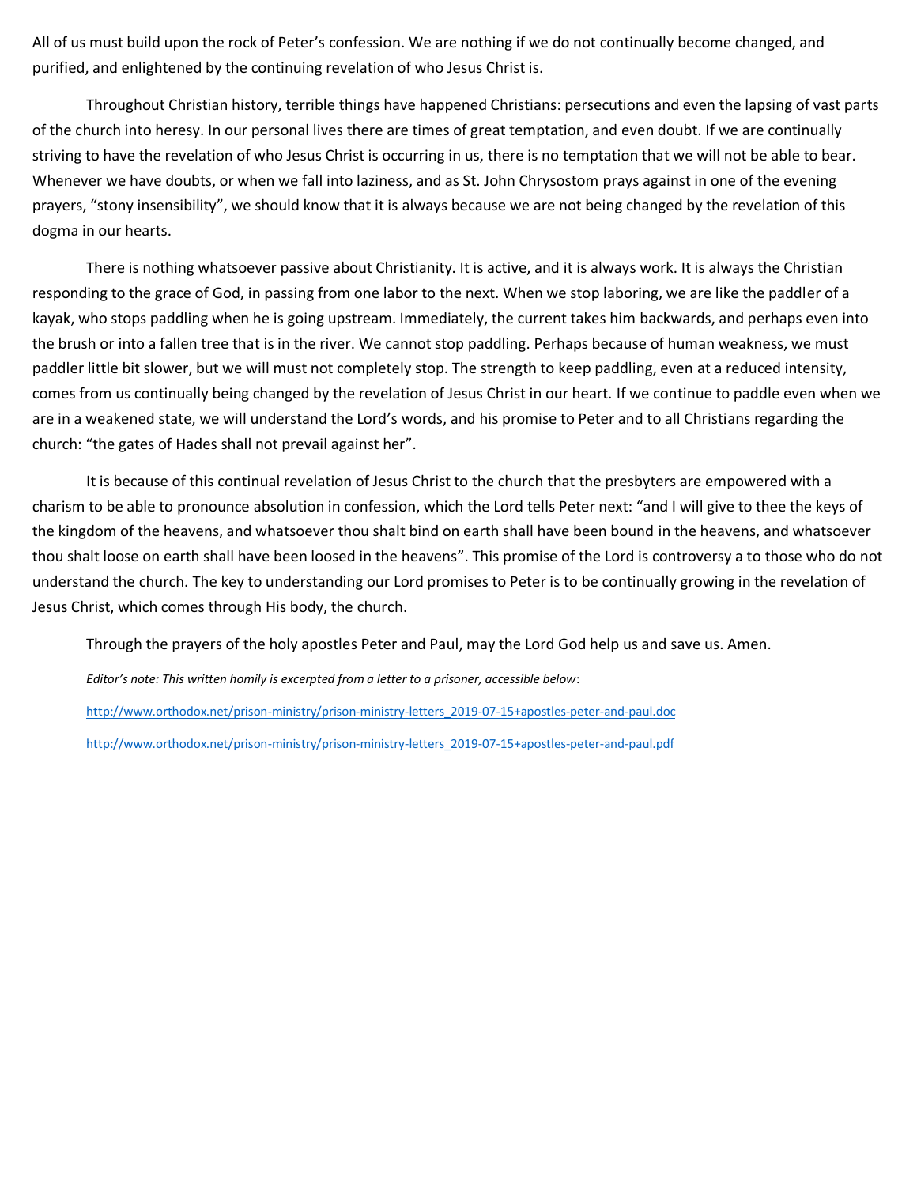All of us must build upon the rock of Peter's confession. We are nothing if we do not continually become changed, and purified, and enlightened by the continuing revelation of who Jesus Christ is.

Throughout Christian history, terrible things have happened Christians: persecutions and even the lapsing of vast parts of the church into heresy. In our personal lives there are times of great temptation, and even doubt. If we are continually striving to have the revelation of who Jesus Christ is occurring in us, there is no temptation that we will not be able to bear. Whenever we have doubts, or when we fall into laziness, and as St. John Chrysostom prays against in one of the evening prayers, "stony insensibility", we should know that it is always because we are not being changed by the revelation of this dogma in our hearts.

There is nothing whatsoever passive about Christianity. It is active, and it is always work. It is always the Christian responding to the grace of God, in passing from one labor to the next. When we stop laboring, we are like the paddler of a kayak, who stops paddling when he is going upstream. Immediately, the current takes him backwards, and perhaps even into the brush or into a fallen tree that is in the river. We cannot stop paddling. Perhaps because of human weakness, we must paddler little bit slower, but we will must not completely stop. The strength to keep paddling, even at a reduced intensity, comes from us continually being changed by the revelation of Jesus Christ in our heart. If we continue to paddle even when we are in a weakened state, we will understand the Lord's words, and his promise to Peter and to all Christians regarding the church: "the gates of Hades shall not prevail against her".

It is because of this continual revelation of Jesus Christ to the church that the presbyters are empowered with a charism to be able to pronounce absolution in confession, which the Lord tells Peter next: "and I will give to thee the keys of the kingdom of the heavens, and whatsoever thou shalt bind on earth shall have been bound in the heavens, and whatsoever thou shalt loose on earth shall have been loosed in the heavens". This promise of the Lord is controversy a to those who do not understand the church. The key to understanding our Lord promises to Peter is to be continually growing in the revelation of Jesus Christ, which comes through His body, the church.

Through the prayers of the holy apostles Peter and Paul, may the Lord God help us and save us. Amen.

*Editor's note: This written homily is excerpted from a letter to a prisoner, accessible below*:

http://www.orthodox.net/prison-ministry/prison-ministry-letters_2019-07-15+apostles-peter-and-paul.doc

http://www.orthodox.net/prison-ministry/prison-ministry-letters_2019-07-15+apostles-peter-and-paul.pdf